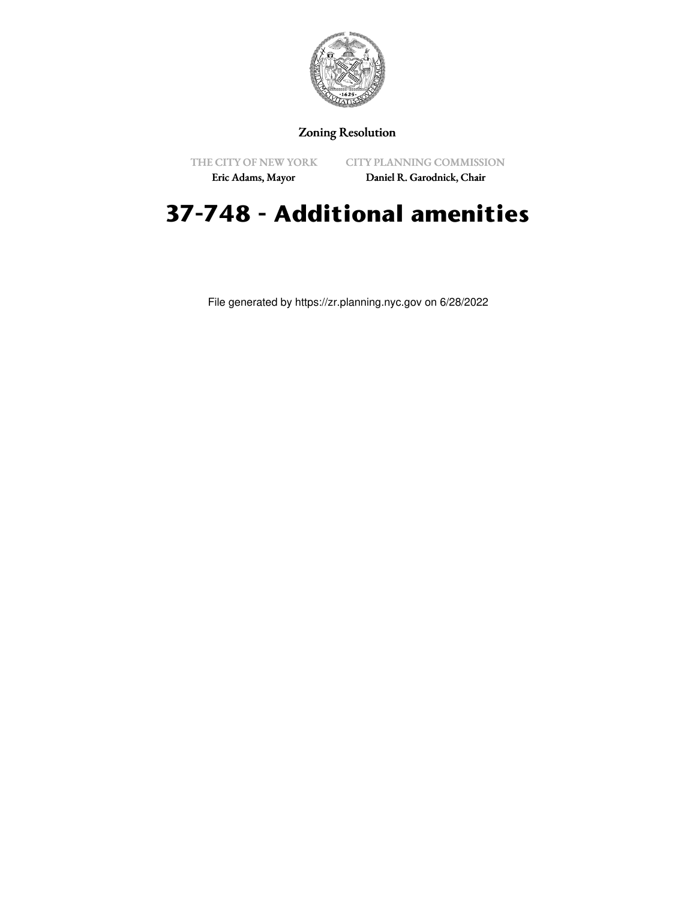Zoning Resolution

THE CITY OF NEW YORK

Eric Adams, Mayor

CITY PLANNING COMMISSION

Daniel R. Garodnick, Chair

# 37-748 - Additional amenities

File generated by https://zr.planning.nyc.gov on 6/28/2022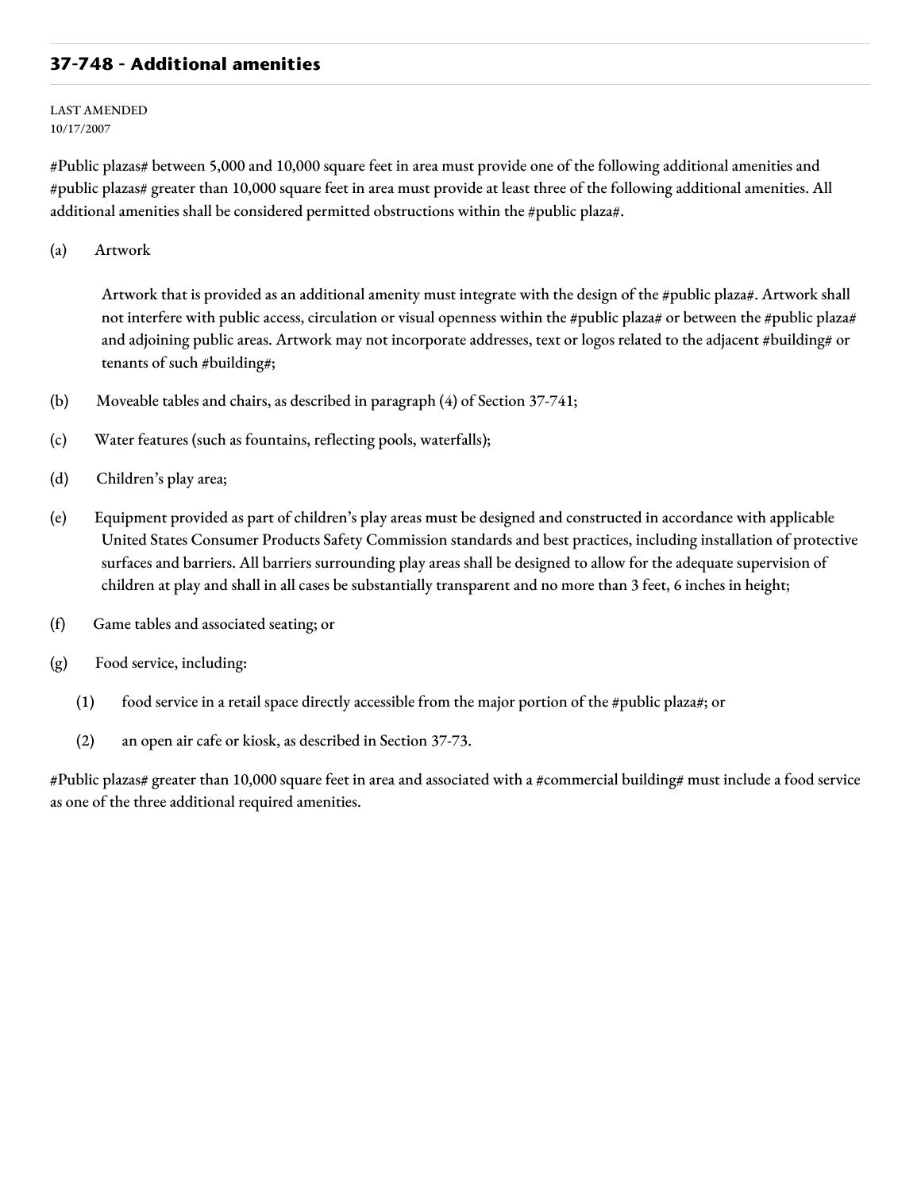## 37-748 - Additional amenities

LAST AMENDED
10/17/2007

#Public plazas# between 5,000 and 10,000 square feet in area must provide one of the following additional amenities and #public plazas# greater than 10,000 square feet in area must provide at least three of the following additional amenities. All additional amenities shall be considered permitted obstructions within the #public plaza#.

(a) Artwork

Artwork that is provided as an additional amenity must integrate with the design of the #public plaza#. Artwork shall not interfere with public access, circulation or visual openness within the #public plaza# or between the #public plaza# and adjoining public areas. Artwork may not incorporate addresses, text or logos related to the adjacent #building# or tenants of such #building#;

(b) Moveable tables and chairs, as described in paragraph (4) of Section 37-741;

(c) Water features (such as fountains, reflecting pools, waterfalls);

(d) Children's play area;

(e) Equipment provided as part of children's play areas must be designed and constructed in accordance with applicable United States Consumer Products Safety Commission standards and best practices, including installation of protective surfaces and barriers. All barriers surrounding play areas shall be designed to allow for the adequate supervision of children at play and shall in all cases be substantially transparent and no more than 3 feet, 6 inches in height;

(f) Game tables and associated seating; or

(g) Food service, including:

(1) food service in a retail space directly accessible from the major portion of the #public plaza#; or

(2) an open air cafe or kiosk, as described in Section 37-73.

#Public plazas# greater than 10,000 square feet in area and associated with a #commercial building# must include a food service as one of the three additional required amenities.